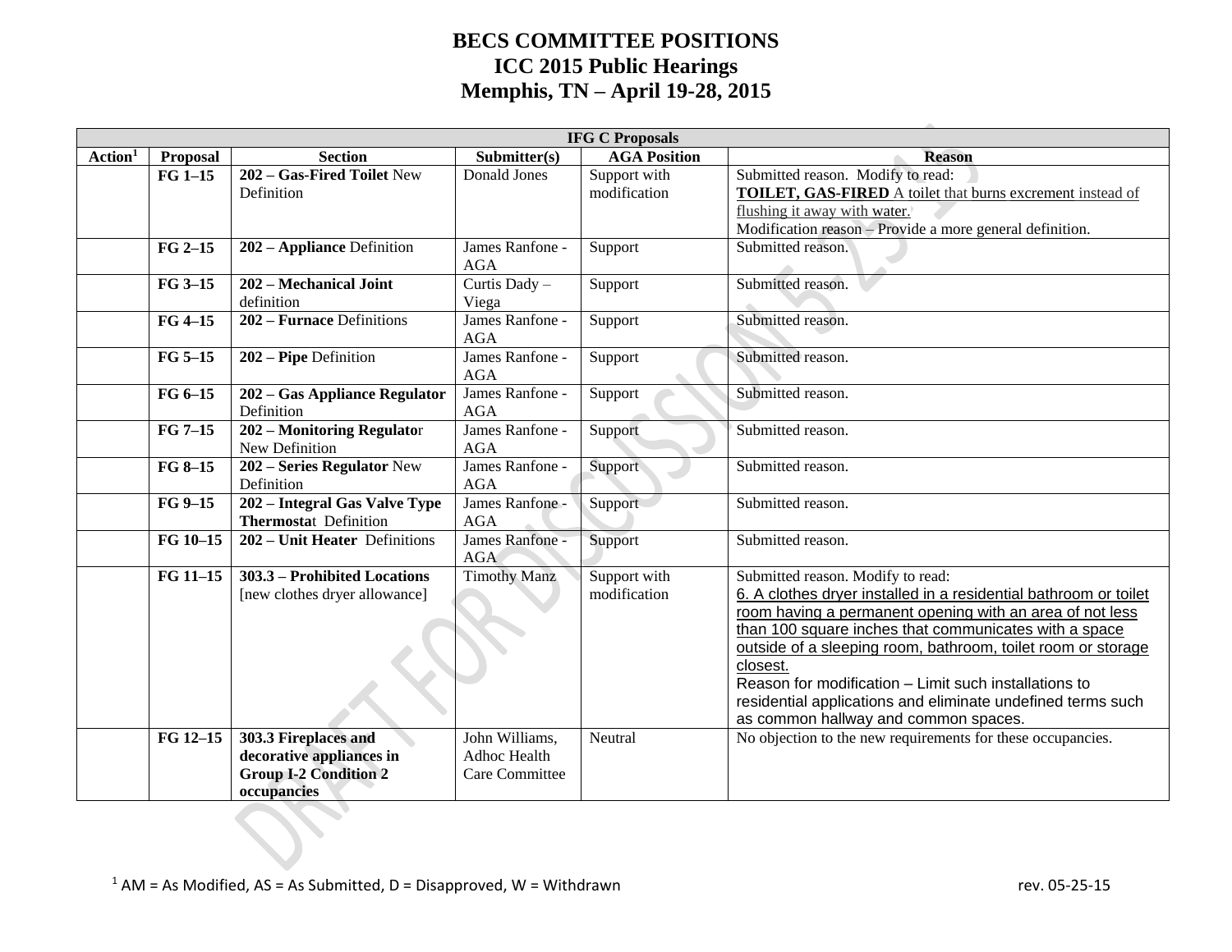# BECS COMMITTEE POSITIONS
# ICC 2015 Public Hearings
# Memphis, TN – April 19-28, 2015

| IFG C Proposals | | | | | |
|---|---|---|---|---|---|
| **Action[1]** | **Proposal** | **Section** | **Submitter(s)** | **AGA Position** | **Reason** |
| | **FG 1–15** | **202 – Gas-Fired Toilet** New Definition | Donald Jones | Support with modification | Submitted reason. Modify to read: **TOILET, GAS-FIRED** A toilet that burns excrement instead of flushing it away with water. Modification reason – Provide a more general definition. |
| | **FG 2–15** | **202 – Appliance** Definition | James Ranfone - AGA | Support | Submitted reason. |
| | **FG 3–15** | **202 – Mechanical Joint** definition | Curtis Dady – Viega | Support | Submitted reason. |
| | **FG 4–15** | **202 – Furnace** Definitions | James Ranfone - AGA | Support | Submitted reason. |
| | **FG 5–15** | **202 – Pipe** Definition | James Ranfone - AGA | Support | Submitted reason. |
| | **FG 6–15** | **202 – Gas Appliance Regulator** Definition | James Ranfone - AGA | Support | Submitted reason. |
| | **FG 7–15** | **202 – Monitoring Regulator** New Definition | James Ranfone - AGA | Support | Submitted reason. |
| | **FG 8–15** | **202 – Series Regulator** New Definition | James Ranfone - AGA | Support | Submitted reason. |
| | **FG 9–15** | **202 – Integral Gas Valve Type Thermostat** Definition | James Ranfone - AGA | Support | Submitted reason. |
| | **FG 10–15** | **202 – Unit Heater** Definitions | James Ranfone - AGA | Support | Submitted reason. |
| | **FG 11–15** | **303.3 – Prohibited Locations** [new clothes dryer allowance] | Timothy Manz | Support with modification | Submitted reason. Modify to read: 6. A clothes dryer installed in a residential bathroom or toilet room having a permanent opening with an area of not less than 100 square inches that communicates with a space outside of a sleeping room, bathroom, toilet room or storage closest. Reason for modification – Limit such installations to residential applications and eliminate undefined terms such as common hallway and common spaces. |
| | **FG 12–15** | **303.3 Fireplaces and decorative appliances in Group I-2 Condition 2 occupancies** | John Williams, Adhoc Health Care Committee | Neutral | No objection to the new requirements for these occupancies. |

[1] AM = As Modified, AS = As Submitted, D = Disapproved, W = Withdrawn

rev. 05-25-15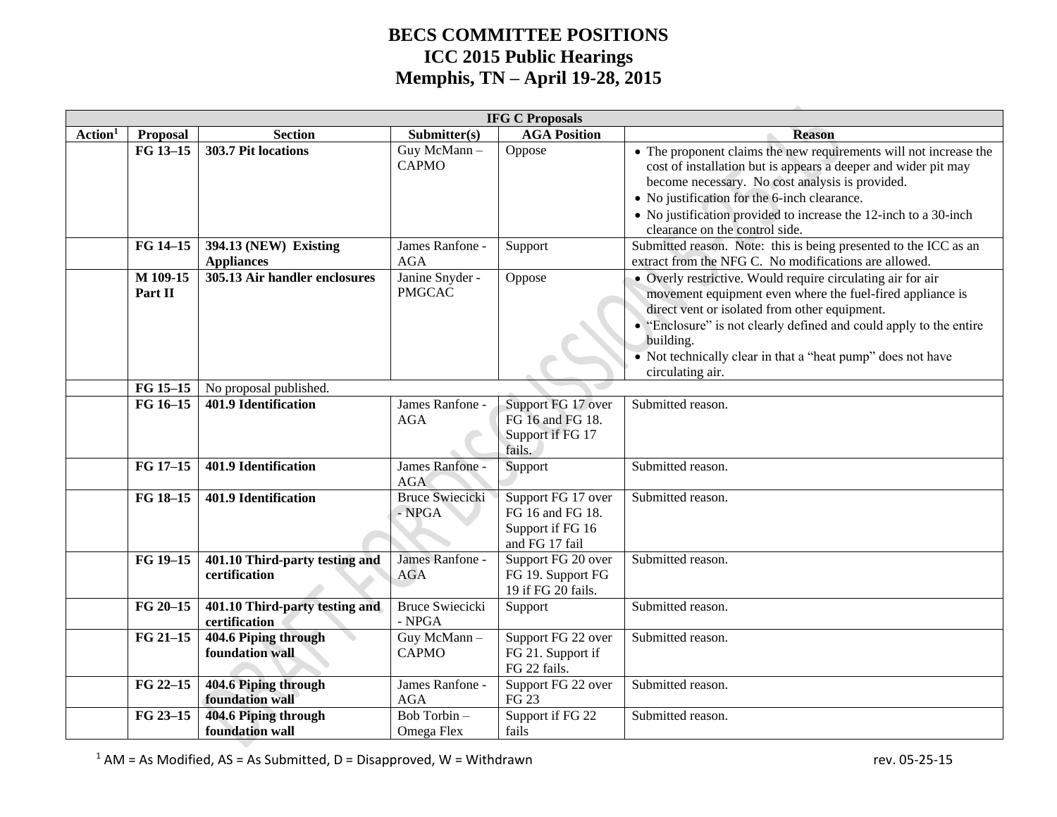# BECS COMMITTEE POSITIONS
## ICC 2015 Public Hearings
## Memphis, TN – April 19-28, 2015

| IFG C Proposals | | | | | |
|---|---|---|---|---|---|
| **Action[1]** | **Proposal** | **Section** | **Submitter(s)** | **AGA Position** | **Reason** |
| | **FG 13–15** | **303.7 Pit locations** | Guy McMann – CAPMO | Oppose | • The proponent claims the new requirements will not increase the cost of installation but is appears a deeper and wider pit may become necessary. No cost analysis is provided.<br>• No justification for the 6-inch clearance.<br>• No justification provided to increase the 12-inch to a 30-inch clearance on the control side. |
| | **FG 14–15** | **394.13 (NEW) Existing Appliances** | James Ranfone - AGA | Support | Submitted reason. Note: this is being presented to the ICC as an extract from the NFG C. No modifications are allowed. |
| | **M 109-15 Part II** | **305.13 Air handler enclosures** | Janine Snyder - PMGCAC | Oppose | • Overly restrictive. Would require circulating air for air movement equipment even where the fuel-fired appliance is direct vent or isolated from other equipment.<br>• "Enclosure" is not clearly defined and could apply to the entire building.<br>• Not technically clear in that a "heat pump" does not have circulating air. |
| | **FG 15–15** | No proposal published. | | | |
| | **FG 16–15** | **401.9 Identification** | James Ranfone - AGA | Support FG 17 over FG 16 and FG 18. Support if FG 17 fails. | Submitted reason. |
| | **FG 17–15** | **401.9 Identification** | James Ranfone - AGA | Support | Submitted reason. |
| | **FG 18–15** | **401.9 Identification** | Bruce Swiecicki - NPGA | Support FG 17 over FG 16 and FG 18. Support if FG 16 and FG 17 fail | Submitted reason. |
| | **FG 19–15** | **401.10 Third-party testing and certification** | James Ranfone - AGA | Support FG 20 over FG 19. Support FG 19 if FG 20 fails. | Submitted reason. |
| | **FG 20–15** | **401.10 Third-party testing and certification** | Bruce Swiecicki - NPGA | Support | Submitted reason. |
| | **FG 21–15** | **404.6 Piping through foundation wall** | Guy McMann – CAPMO | Support FG 22 over FG 21. Support if FG 22 fails. | Submitted reason. |
| | **FG 22–15** | **404.6 Piping through foundation wall** | James Ranfone - AGA | Support FG 22 over FG 23 | Submitted reason. |
| | **FG 23–15** | **404.6 Piping through foundation wall** | Bob Torbin – Omega Flex | Support if FG 22 fails | Submitted reason. |

[1] AM = As Modified, AS = As Submitted, D = Disapproved, W = Withdrawn

rev. 05-25-15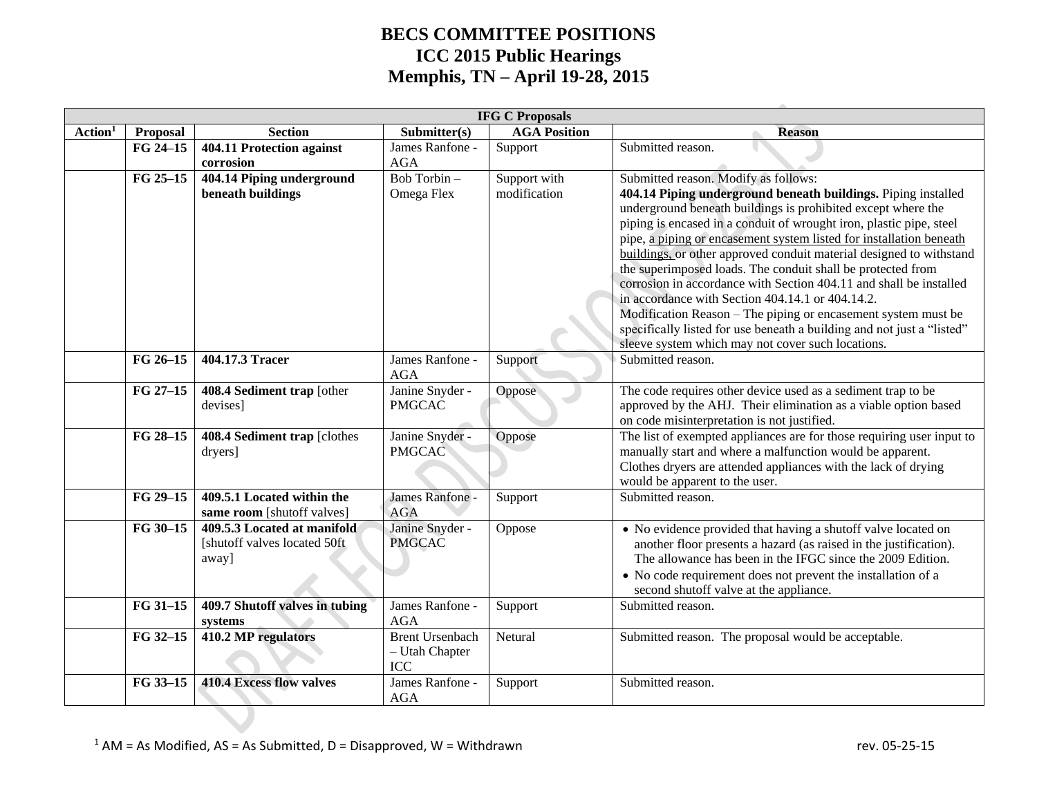# BECS COMMITTEE POSITIONS
## ICC 2015 Public Hearings
## Memphis, TN – April 19-28, 2015

| IFG C Proposals | | | | | |
|---|---|---|---|---|---|
| **Action[1]** | **Proposal** | **Section** | **Submitter(s)** | **AGA Position** | **Reason** |
| | **FG 24–15** | **404.11 Protection against corrosion** | James Ranfone - AGA | Support | Submitted reason. |
| | **FG 25–15** | **404.14 Piping underground beneath buildings** | Bob Torbin – Omega Flex | Support with modification | Submitted reason. Modify as follows:<br>**404.14 Piping underground beneath buildings.** Piping installed underground beneath buildings is prohibited except where the piping is encased in a conduit of wrought iron, plastic pipe, steel pipe, <u>a piping or encasement system listed for installation beneath buildings,</u> or other approved conduit material designed to withstand the superimposed loads. The conduit shall be protected from corrosion in accordance with Section 404.11 and shall be installed in accordance with Section 404.14.1 or 404.14.2.<br>Modification Reason – The piping or encasement system must be specifically listed for use beneath a building and not just a "listed" sleeve system which may not cover such locations. |
| | **FG 26–15** | **404.17.3 Tracer** | James Ranfone - AGA | Support | Submitted reason. |
| | **FG 27–15** | **408.4 Sediment trap** [other devises] | Janine Snyder - PMGCAC | Oppose | The code requires other device used as a sediment trap to be approved by the AHJ. Their elimination as a viable option based on code misinterpretation is not justified. |
| | **FG 28–15** | **408.4 Sediment trap** [clothes dryers] | Janine Snyder - PMGCAC | Oppose | The list of exempted appliances are for those requiring user input to manually start and where a malfunction would be apparent. Clothes dryers are attended appliances with the lack of drying would be apparent to the user. |
| | **FG 29–15** | **409.5.1 Located within the same room** [shutoff valves] | James Ranfone - AGA | Support | Submitted reason. |
| | **FG 30–15** | **409.5.3 Located at manifold** [shutoff valves located 50ft away] | Janine Snyder - PMGCAC | Oppose | • No evidence provided that having a shutoff valve located on another floor presents a hazard (as raised in the justification). The allowance has been in the IFGC since the 2009 Edition.<br>• No code requirement does not prevent the installation of a second shutoff valve at the appliance. |
| | **FG 31–15** | **409.7 Shutoff valves in tubing systems** | James Ranfone - AGA | Support | Submitted reason. |
| | **FG 32–15** | **410.2 MP regulators** | Brent Ursenbach – Utah Chapter ICC | Netural | Submitted reason. The proposal would be acceptable. |
| | **FG 33–15** | **410.4 Excess flow valves** | James Ranfone - AGA | Support | Submitted reason. |

[1] AM = As Modified, AS = As Submitted, D = Disapproved, W = Withdrawn

rev. 05-25-15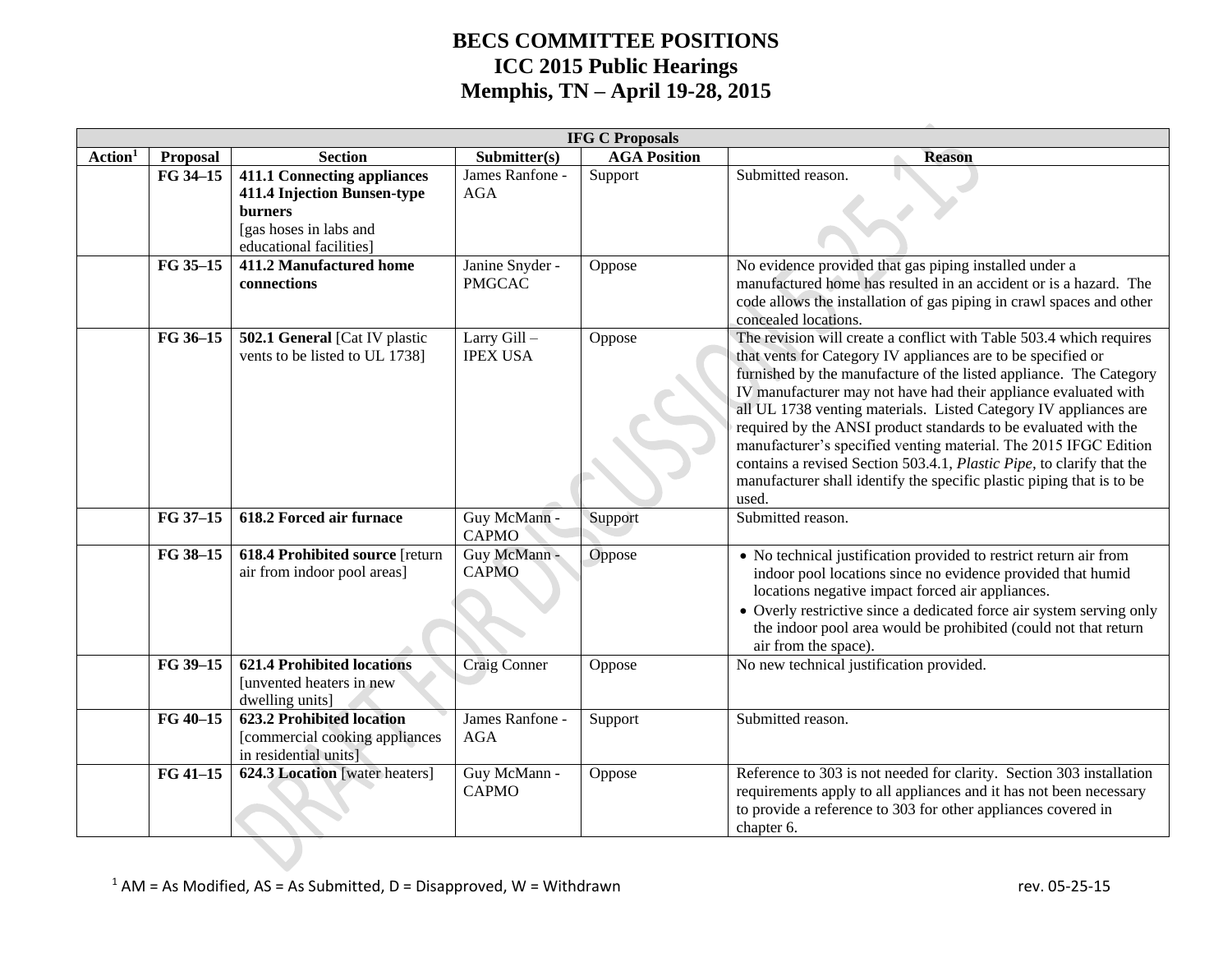# BECS COMMITTEE POSITIONS
## ICC 2015 Public Hearings
## Memphis, TN – April 19-28, 2015

| IFG C Proposals | | | | | |
|---|---|---|---|---|---|
| **Action[1]** | **Proposal** | **Section** | **Submitter(s)** | **AGA Position** | **Reason** |
| | FG 34–15 | **411.1 Connecting appliances** **411.4 Injection Bunsen-type burners** [gas hoses in labs and educational facilities] | James Ranfone - AGA | Support | Submitted reason. |
| | FG 35–15 | **411.2 Manufactured home connections** | Janine Snyder - PMGCAC | Oppose | No evidence provided that gas piping installed under a manufactured home has resulted in an accident or is a hazard. The code allows the installation of gas piping in crawl spaces and other concealed locations. |
| | FG 36–15 | **502.1 General** [Cat IV plastic vents to be listed to UL 1738] | Larry Gill – IPEX USA | Oppose | The revision will create a conflict with Table 503.4 which requires that vents for Category IV appliances are to be specified or furnished by the manufacture of the listed appliance. The Category IV manufacturer may not have had their appliance evaluated with all UL 1738 venting materials. Listed Category IV appliances are required by the ANSI product standards to be evaluated with the manufacturer's specified venting material. The 2015 IFGC Edition contains a revised Section 503.4.1, *Plastic Pipe*, to clarify that the manufacturer shall identify the specific plastic piping that is to be used. |
| | FG 37–15 | **618.2 Forced air furnace** | Guy McMann - CAPMO | Support | Submitted reason. |
| | FG 38–15 | **618.4 Prohibited source** [return air from indoor pool areas] | Guy McMann - CAPMO | Oppose | • No technical justification provided to restrict return air from indoor pool locations since no evidence provided that humid locations negative impact forced air appliances.<br>• Overly restrictive since a dedicated force air system serving only the indoor pool area would be prohibited (could not that return air from the space). |
| | FG 39–15 | **621.4 Prohibited locations** [unvented heaters in new dwelling units] | Craig Conner | Oppose | No new technical justification provided. |
| | FG 40–15 | **623.2 Prohibited location** [commercial cooking appliances in residential units] | James Ranfone - AGA | Support | Submitted reason. |
| | FG 41–15 | **624.3 Location** [water heaters] | Guy McMann - CAPMO | Oppose | Reference to 303 is not needed for clarity. Section 303 installation requirements apply to all appliances and it has not been necessary to provide a reference to 303 for other appliances covered in chapter 6. |

[1] AM = As Modified, AS = As Submitted, D = Disapproved, W = Withdrawn

rev. 05-25-15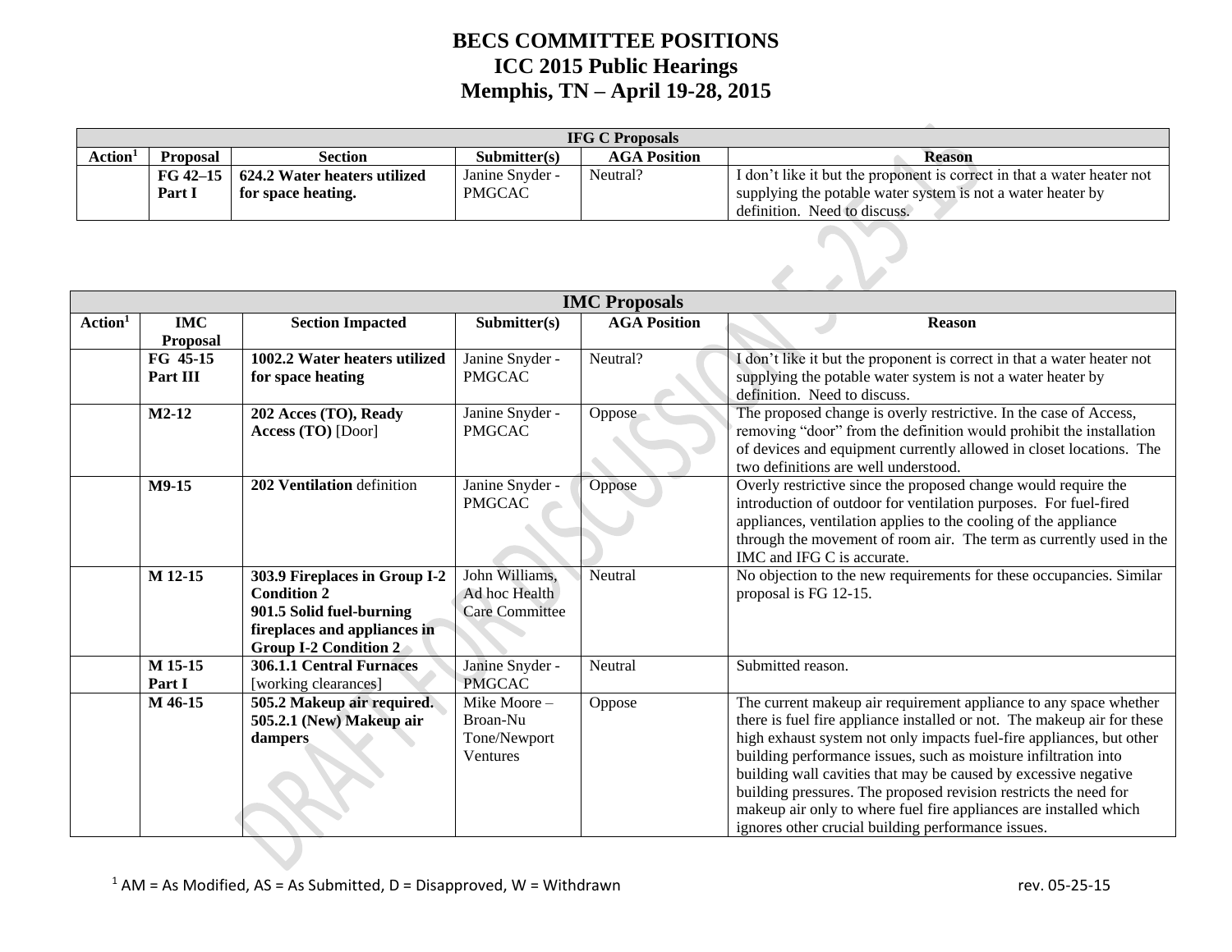# BECS COMMITTEE POSITIONS
# ICC 2015 Public Hearings
# Memphis, TN – April 19-28, 2015

| IFG C Proposals | | | | | |
|---|---|---|---|---|---|
| **Action[1]** | **Proposal** | **Section** | **Submitter(s)** | **AGA Position** | **Reason** |
| | **FG 42–15 Part I** | **624.2 Water heaters utilized for space heating.** | Janine Snyder - PMGCAC | Neutral? | I don't like it but the proponent is correct in that a water heater not supplying the potable water system is not a water heater by definition. Need to discuss. |

| IMC Proposals | | | | | |
|---|---|---|---|---|---|
| **Action[1]** | **IMC Proposal** | **Section Impacted** | **Submitter(s)** | **AGA Position** | **Reason** |
| | **FG 45-15 Part III** | **1002.2 Water heaters utilized for space heating** | Janine Snyder - PMGCAC | Neutral? | I don't like it but the proponent is correct in that a water heater not supplying the potable water system is not a water heater by definition. Need to discuss. |
| | **M2-12** | **202 Acces (TO), Ready Access (TO)** [Door] | Janine Snyder - PMGCAC | Oppose | The proposed change is overly restrictive. In the case of Access, removing "door" from the definition would prohibit the installation of devices and equipment currently allowed in closet locations. The two definitions are well understood. |
| | **M9-15** | **202 Ventilation** definition | Janine Snyder - PMGCAC | Oppose | Overly restrictive since the proposed change would require the introduction of outdoor for ventilation purposes. For fuel-fired appliances, ventilation applies to the cooling of the appliance through the movement of room air. The term as currently used in the IMC and IFG C is accurate. |
| | **M 12-15** | **303.9 Fireplaces in Group I-2 Condition 2** **901.5 Solid fuel-burning fireplaces and appliances in Group I-2 Condition 2** | John Williams, Ad hoc Health Care Committee | Neutral | No objection to the new requirements for these occupancies. Similar proposal is FG 12-15. |
| | **M 15-15 Part I** | **306.1.1 Central Furnaces** [working clearances] | Janine Snyder - PMGCAC | Neutral | Submitted reason. |
| | **M 46-15** | **505.2 Makeup air required. 505.2.1 (New) Makeup air dampers** | Mike Moore – Broan-Nu Tone/Newport Ventures | Oppose | The current makeup air requirement appliance to any space whether there is fuel fire appliance installed or not. The makeup air for these high exhaust system not only impacts fuel-fire appliances, but other building performance issues, such as moisture infiltration into building wall cavities that may be caused by excessive negative building pressures. The proposed revision restricts the need for makeup air only to where fuel fire appliances are installed which ignores other crucial building performance issues. |

[1] AM = As Modified, AS = As Submitted, D = Disapproved, W = Withdrawn

rev. 05-25-15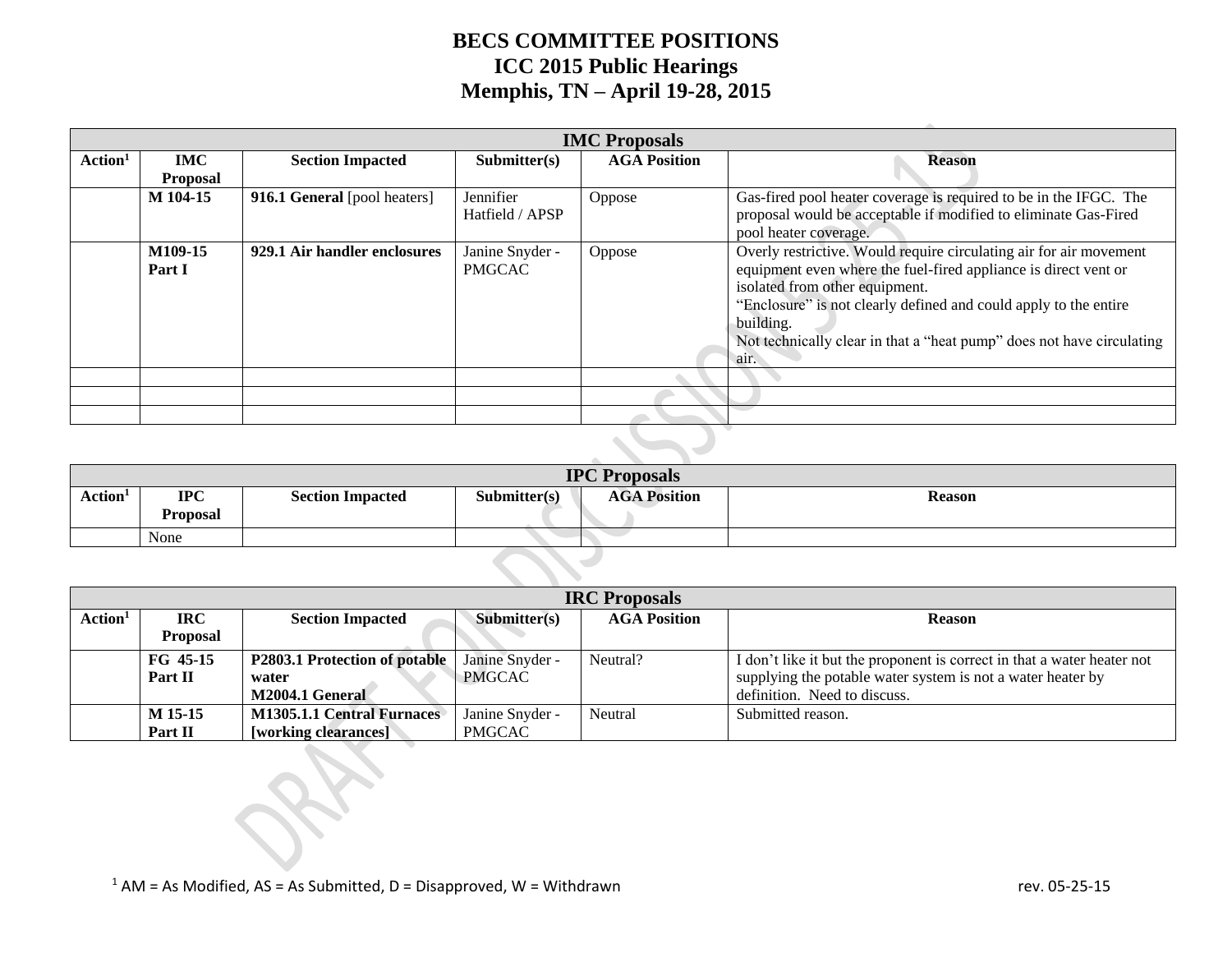# BECS COMMITTEE POSITIONS
# ICC 2015 Public Hearings
# Memphis, TN – April 19-28, 2015

| IMC Proposals | | | | | |
|---|---|---|---|---|---|
| Action[1] | IMC Proposal | Section Impacted | Submitter(s) | AGA Position | Reason |
| | **M 104-15** | **916.1 General** [pool heaters] | Jennifier Hatfield / APSP | Oppose | Gas-fired pool heater coverage is required to be in the IFGC. The proposal would be acceptable if modified to eliminate Gas-Fired pool heater coverage. |
| | **M109-15 Part I** | **929.1 Air handler enclosures** | Janine Snyder - PMGCAC | Oppose | Overly restrictive. Would require circulating air for air movement equipment even where the fuel-fired appliance is direct vent or isolated from other equipment.<br>"Enclosure" is not clearly defined and could apply to the entire building.<br>Not technically clear in that a "heat pump" does not have circulating air. |
| | | | | | |
| | | | | | |
| | | | | | |

| IPC Proposals | | | | | |
|---|---|---|---|---|---|
| Action[1] | IPC Proposal | Section Impacted | Submitter(s) | AGA Position | Reason |
| | None | | | | |

| IRC Proposals | | | | | |
|---|---|---|---|---|---|
| Action[1] | IRC Proposal | Section Impacted | Submitter(s) | AGA Position | Reason |
| | **FG 45-15 Part II** | **P2803.1 Protection of potable water**<br>**M2004.1 General** | Janine Snyder - PMGCAC | Neutral? | I don't like it but the proponent is correct in that a water heater not supplying the potable water system is not a water heater by definition. Need to discuss. |
| | **M 15-15 Part II** | **M1305.1.1 Central Furnaces [working clearances]** | Janine Snyder - PMGCAC | Neutral | Submitted reason. |

[1] AM = As Modified, AS = As Submitted, D = Disapproved, W = Withdrawn

rev. 05-25-15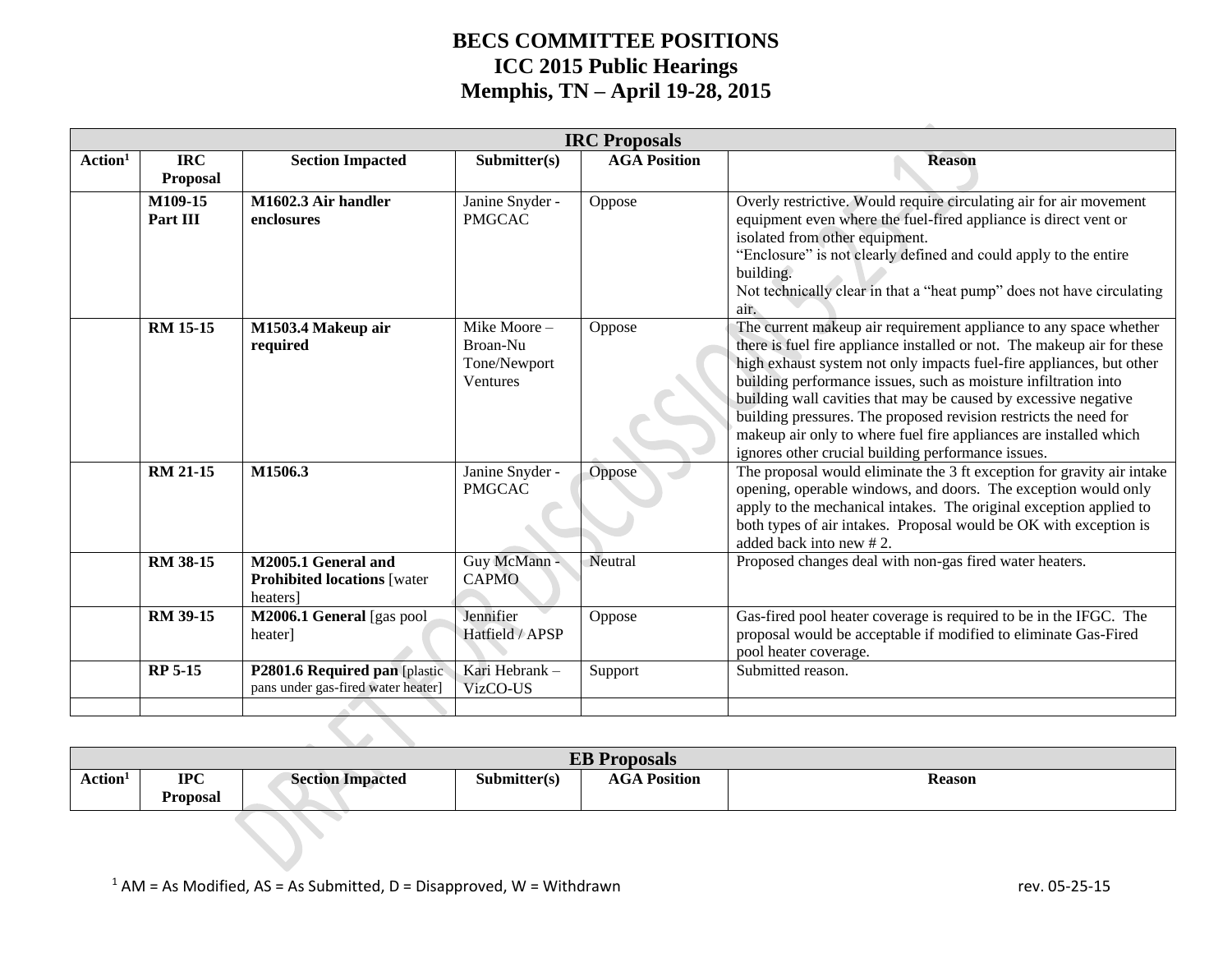# BECS COMMITTEE POSITIONS
# ICC 2015 Public Hearings
# Memphis, TN – April 19-28, 2015

| IRC Proposals | | | | | |
|---|---|---|---|---|---|
| Action[1] | IRC Proposal | Section Impacted | Submitter(s) | AGA Position | Reason |
| | **M109-15 Part III** | **M1602.3 Air handler enclosures** | Janine Snyder - PMGCAC | Oppose | Overly restrictive. Would require circulating air for air movement equipment even where the fuel-fired appliance is direct vent or isolated from other equipment.<br>“Enclosure” is not clearly defined and could apply to the entire building.<br>Not technically clear in that a “heat pump” does not have circulating air. |
| | **RM 15-15** | **M1503.4 Makeup air required** | Mike Moore – Broan-Nu Tone/Newport Ventures | Oppose | The current makeup air requirement appliance to any space whether there is fuel fire appliance installed or not. The makeup air for these high exhaust system not only impacts fuel-fire appliances, but other building performance issues, such as moisture infiltration into building wall cavities that may be caused by excessive negative building pressures. The proposed revision restricts the need for makeup air only to where fuel fire appliances are installed which ignores other crucial building performance issues. |
| | **RM 21-15** | **M1506.3** | Janine Snyder - PMGCAC | Oppose | The proposal would eliminate the 3 ft exception for gravity air intake opening, operable windows, and doors. The exception would only apply to the mechanical intakes. The original exception applied to both types of air intakes. Proposal would be OK with exception is added back into new # 2. |
| | **RM 38-15** | **M2005.1 General and Prohibited locations** [water heaters] | Guy McMann - CAPMO | Neutral | Proposed changes deal with non-gas fired water heaters. |
| | **RM 39-15** | **M2006.1 General** [gas pool heater] | Jennifier Hatfield / APSP | Oppose | Gas-fired pool heater coverage is required to be in the IFGC. The proposal would be acceptable if modified to eliminate Gas-Fired pool heater coverage. |
| | **RP 5-15** | **P2801.6 Required pan** [plastic pans under gas-fired water heater] | Kari Hebrank – VizCO-US | Support | Submitted reason. |
| | | | | | |

| EB Proposals | | | | | |
|---|---|---|---|---|---|
| Action[1] | IPC Proposal | Section Impacted | Submitter(s) | AGA Position | Reason |

[1] AM = As Modified, AS = As Submitted, D = Disapproved, W = Withdrawn

rev. 05-25-15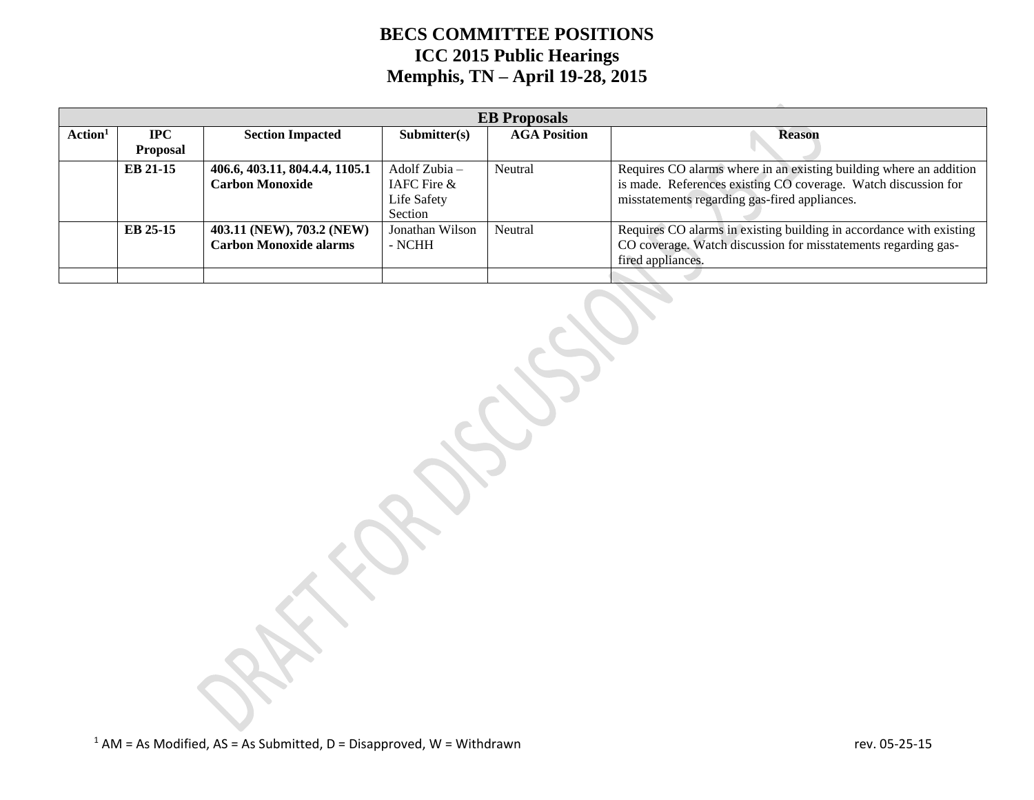# BECS COMMITTEE POSITIONS
# ICC 2015 Public Hearings
# Memphis, TN – April 19-28, 2015

| EB Proposals | | | | | |
|---|---|---|---|---|---|
| **Action[1]** | **IPC Proposal** | **Section Impacted** | **Submitter(s)** | **AGA Position** | **Reason** |
| | **EB 21-15** | **406.6, 403.11, 804.4.4, 1105.1 Carbon Monoxide** | Adolf Zubia – IAFC Fire & Life Safety Section | Neutral | Requires CO alarms where in an existing building where an addition is made. References existing CO coverage. Watch discussion for misstatements regarding gas-fired appliances. |
| | **EB 25-15** | **403.11 (NEW), 703.2 (NEW) Carbon Monoxide alarms** | Jonathan Wilson - NCHH | Neutral | Requires CO alarms in existing building in accordance with existing CO coverage. Watch discussion for misstatements regarding gas-fired appliances. |
| | | | | | |

[1] AM = As Modified, AS = As Submitted, D = Disapproved, W = Withdrawn

rev. 05-25-15